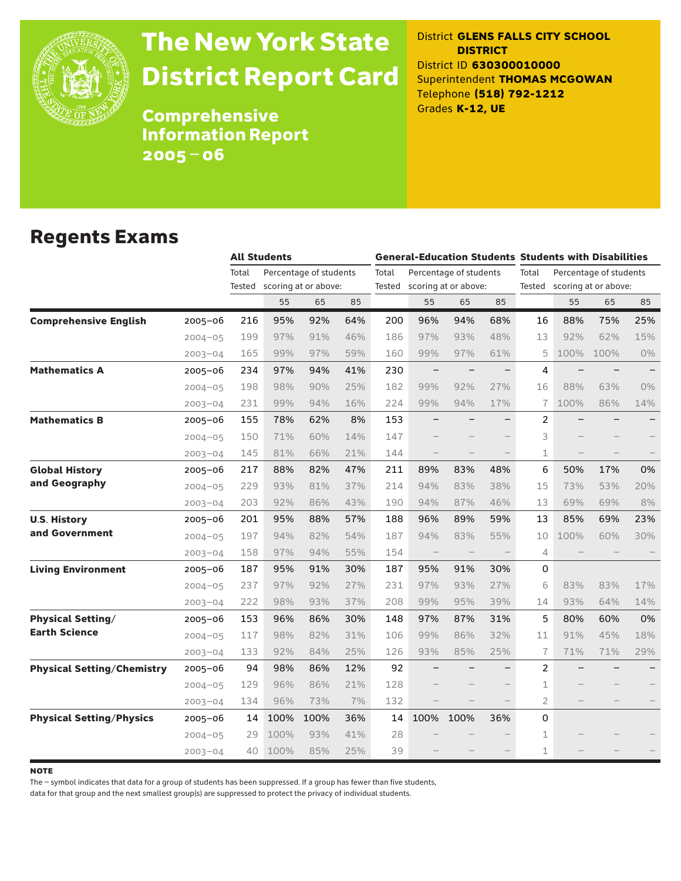# The New York State District Report Card

## Comprehensive Information Report 2005 – 06

District **GLENS FALLS CITY SCHOOL DISTRICT**
District ID **630300010000**
Superintendent **THOMAS MCGOWAN**
Telephone **(518) 792-1212**
Grades **K-12, UE**

## Regents Exams

| | | All Students | | | | General-Education Students | | | | Students with Disabilities | | | |
|---|---|---|---|---|---|---|---|---|---|---|---|---|---|
| | | Total Tested | Percentage of students scoring at or above: | | | Total Tested | Percentage of students scoring at or above: | | | Total Tested | Percentage of students scoring at or above: | | |
| | | | 55 | 65 | 85 | | 55 | 65 | 85 | | 55 | 65 | 85 |
| **Comprehensive English** | 2005–06 | 216 | 95% | 92% | 64% | 200 | 96% | 94% | 68% | 16 | 88% | 75% | 25% |
| | 2004–05 | 199 | 97% | 91% | 46% | 186 | 97% | 93% | 48% | 13 | 92% | 62% | 15% |
| | 2003–04 | 165 | 99% | 97% | 59% | 160 | 99% | 97% | 61% | 5 | 100% | 100% | 0% |
| **Mathematics A** | 2005–06 | 234 | 97% | 94% | 41% | 230 | – | – | – | 4 | – | – | – |
| | 2004–05 | 198 | 98% | 90% | 25% | 182 | 99% | 92% | 27% | 16 | 88% | 63% | 0% |
| | 2003–04 | 231 | 99% | 94% | 16% | 224 | 99% | 94% | 17% | 7 | 100% | 86% | 14% |
| **Mathematics B** | 2005–06 | 155 | 78% | 62% | 8% | 153 | – | – | – | 2 | – | – | – |
| | 2004–05 | 150 | 71% | 60% | 14% | 147 | – | – | – | 3 | – | – | – |
| | 2003–04 | 145 | 81% | 66% | 21% | 144 | – | – | – | 1 | – | – | – |
| **Global History and Geography** | 2005–06 | 217 | 88% | 82% | 47% | 211 | 89% | 83% | 48% | 6 | 50% | 17% | 0% |
| | 2004–05 | 229 | 93% | 81% | 37% | 214 | 94% | 83% | 38% | 15 | 73% | 53% | 20% |
| | 2003–04 | 203 | 92% | 86% | 43% | 190 | 94% | 87% | 46% | 13 | 69% | 69% | 8% |
| **U.S. History and Government** | 2005–06 | 201 | 95% | 88% | 57% | 188 | 96% | 89% | 59% | 13 | 85% | 69% | 23% |
| | 2004–05 | 197 | 94% | 82% | 54% | 187 | 94% | 83% | 55% | 10 | 100% | 60% | 30% |
| | 2003–04 | 158 | 97% | 94% | 55% | 154 | – | – | – | 4 | – | – | – |
| **Living Environment** | 2005–06 | 187 | 95% | 91% | 30% | 187 | 95% | 91% | 30% | 0 | | | |
| | 2004–05 | 237 | 97% | 92% | 27% | 231 | 97% | 93% | 27% | 6 | 83% | 83% | 17% |
| | 2003–04 | 222 | 98% | 93% | 37% | 208 | 99% | 95% | 39% | 14 | 93% | 64% | 14% |
| **Physical Setting/ Earth Science** | 2005–06 | 153 | 96% | 86% | 30% | 148 | 97% | 87% | 31% | 5 | 80% | 60% | 0% |
| | 2004–05 | 117 | 98% | 82% | 31% | 106 | 99% | 86% | 32% | 11 | 91% | 45% | 18% |
| | 2003–04 | 133 | 92% | 84% | 25% | 126 | 93% | 85% | 25% | 7 | 71% | 71% | 29% |
| **Physical Setting/Chemistry** | 2005–06 | 94 | 98% | 86% | 12% | 92 | – | – | – | 2 | – | – | – |
| | 2004–05 | 129 | 96% | 86% | 21% | 128 | – | – | – | 1 | – | – | – |
| | 2003–04 | 134 | 96% | 73% | 7% | 132 | – | – | – | 2 | – | – | – |
| **Physical Setting/Physics** | 2005–06 | 14 | 100% | 100% | 36% | 14 | 100% | 100% | 36% | 0 | | | |
| | 2004–05 | 29 | 100% | 93% | 41% | 28 | – | – | – | 1 | – | – | – |
| | 2003–04 | 40 | 100% | 85% | 25% | 39 | – | – | – | 1 | – | – | – |

**NOTE**

The – symbol indicates that data for a group of students has been suppressed. If a group has fewer than five students, data for that group and the next smallest group(s) are suppressed to protect the privacy of individual students.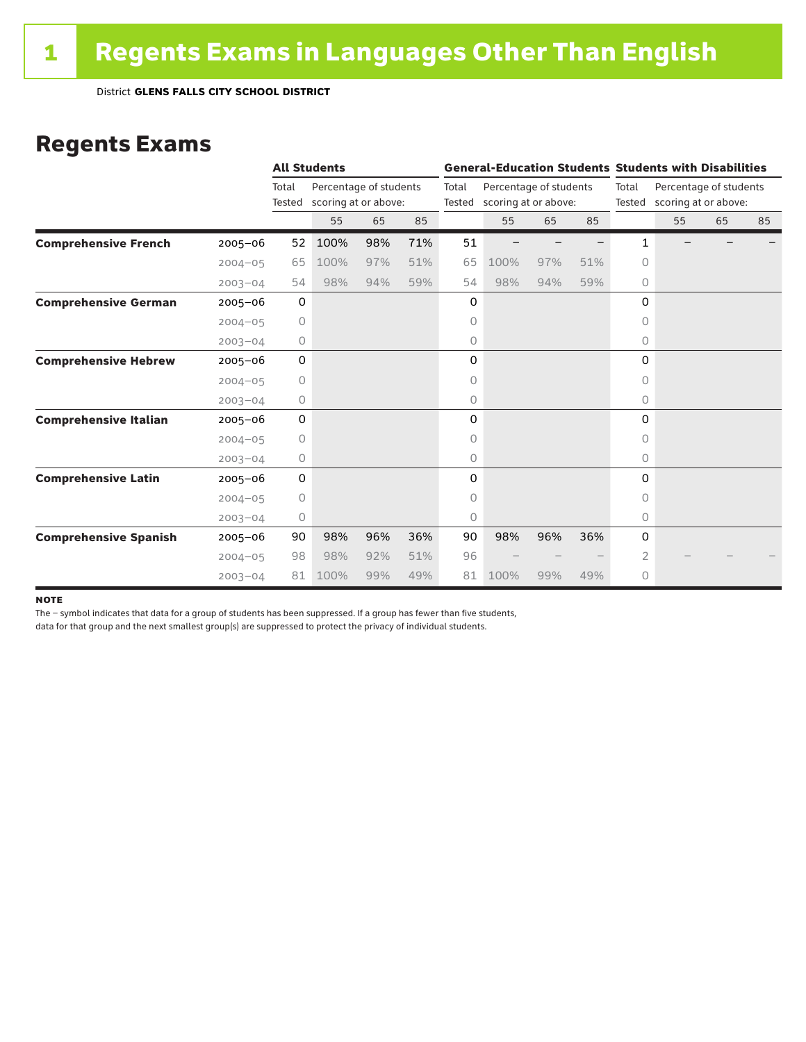# 1 Regents Exams in Languages Other Than English

District **GLENS FALLS CITY SCHOOL DISTRICT**

## Regents Exams

| | | All Students | | | | General-Education Students | | | | Students with Disabilities | | | |
|---|---|---|---|---|---|---|---|---|---|---|---|---|---|
| | | Total Tested | Percentage of students scoring at or above: | | | Total Tested | Percentage of students scoring at or above: | | | Total Tested | Percentage of students scoring at or above: | | |
| | | | 55 | 65 | 85 | | 55 | 65 | 85 | | 55 | 65 | 85 |
| **Comprehensive French** | 2005–06 | 52 | 100% | 98% | 71% | 51 | – | – | – | 1 | – | – | – |
| | 2004–05 | 65 | 100% | 97% | 51% | 65 | 100% | 97% | 51% | 0 | | | |
| | 2003–04 | 54 | 98% | 94% | 59% | 54 | 98% | 94% | 59% | 0 | | | |
| **Comprehensive German** | 2005–06 | 0 | | | | 0 | | | | 0 | | | |
| | 2004–05 | 0 | | | | 0 | | | | 0 | | | |
| | 2003–04 | 0 | | | | 0 | | | | 0 | | | |
| **Comprehensive Hebrew** | 2005–06 | 0 | | | | 0 | | | | 0 | | | |
| | 2004–05 | 0 | | | | 0 | | | | 0 | | | |
| | 2003–04 | 0 | | | | 0 | | | | 0 | | | |
| **Comprehensive Italian** | 2005–06 | 0 | | | | 0 | | | | 0 | | | |
| | 2004–05 | 0 | | | | 0 | | | | 0 | | | |
| | 2003–04 | 0 | | | | 0 | | | | 0 | | | |
| **Comprehensive Latin** | 2005–06 | 0 | | | | 0 | | | | 0 | | | |
| | 2004–05 | 0 | | | | 0 | | | | 0 | | | |
| | 2003–04 | 0 | | | | 0 | | | | 0 | | | |
| **Comprehensive Spanish** | 2005–06 | 90 | 98% | 96% | 36% | 90 | 98% | 96% | 36% | 0 | | | |
| | 2004–05 | 98 | 98% | 92% | 51% | 96 | – | – | – | 2 | – | – | – |
| | 2003–04 | 81 | 100% | 99% | 49% | 81 | 100% | 99% | 49% | 0 | | | |

**NOTE**

The – symbol indicates that data for a group of students has been suppressed. If a group has fewer than five students, data for that group and the next smallest group(s) are suppressed to protect the privacy of individual students.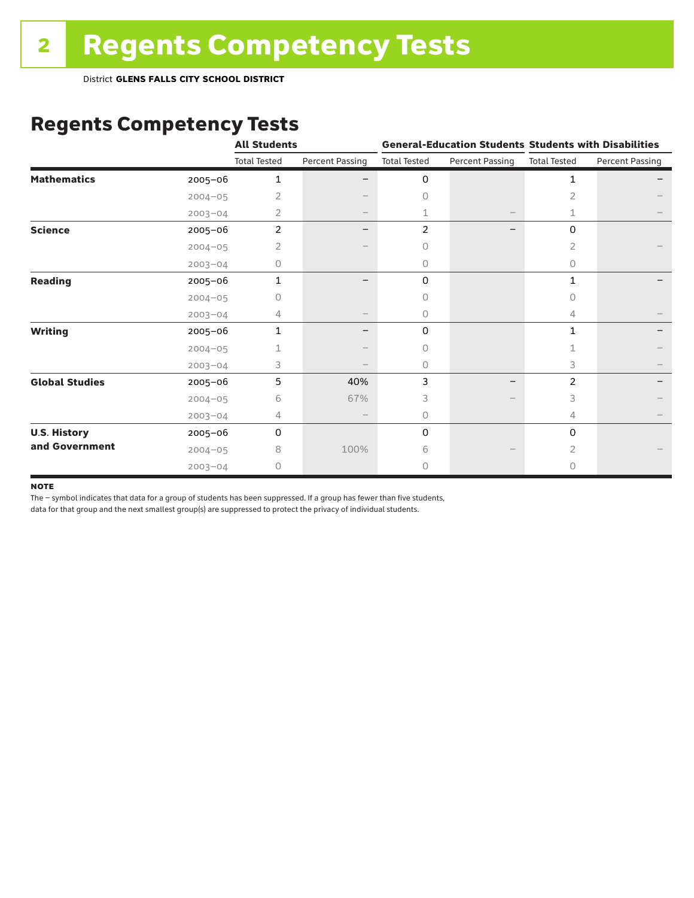# Regents Competency Tests

District **GLENS FALLS CITY SCHOOL DISTRICT**

## Regents Competency Tests

| | | All Students | | General-Education Students | | Students with Disabilities | |
|---|---|---|---|---|---|---|---|
| | | Total Tested | Percent Passing | Total Tested | Percent Passing | Total Tested | Percent Passing |
| **Mathematics** | 2005–06 | 1 | – | 0 | | 1 | – |
| | 2004–05 | 2 | – | 0 | | 2 | – |
| | 2003–04 | 2 | – | 1 | – | 1 | – |
| **Science** | 2005–06 | 2 | – | 2 | – | 0 | |
| | 2004–05 | 2 | – | 0 | | 2 | – |
| | 2003–04 | 0 | | 0 | | 0 | |
| **Reading** | 2005–06 | 1 | – | 0 | | 1 | – |
| | 2004–05 | 0 | | 0 | | 0 | |
| | 2003–04 | 4 | – | 0 | | 4 | – |
| **Writing** | 2005–06 | 1 | – | 0 | | 1 | – |
| | 2004–05 | 1 | – | 0 | | 1 | – |
| | 2003–04 | 3 | – | 0 | | 3 | – |
| **Global Studies** | 2005–06 | 5 | 40% | 3 | – | 2 | – |
| | 2004–05 | 6 | 67% | 3 | – | 3 | – |
| | 2003–04 | 4 | – | 0 | | 4 | – |
| **U.S. History and Government** | 2005–06 | 0 | | 0 | | 0 | |
| | 2004–05 | 8 | 100% | 6 | – | 2 | – |
| | 2003–04 | 0 | | 0 | | 0 | |

**NOTE**

The – symbol indicates that data for a group of students has been suppressed. If a group has fewer than five students, data for that group and the next smallest group(s) are suppressed to protect the privacy of individual students.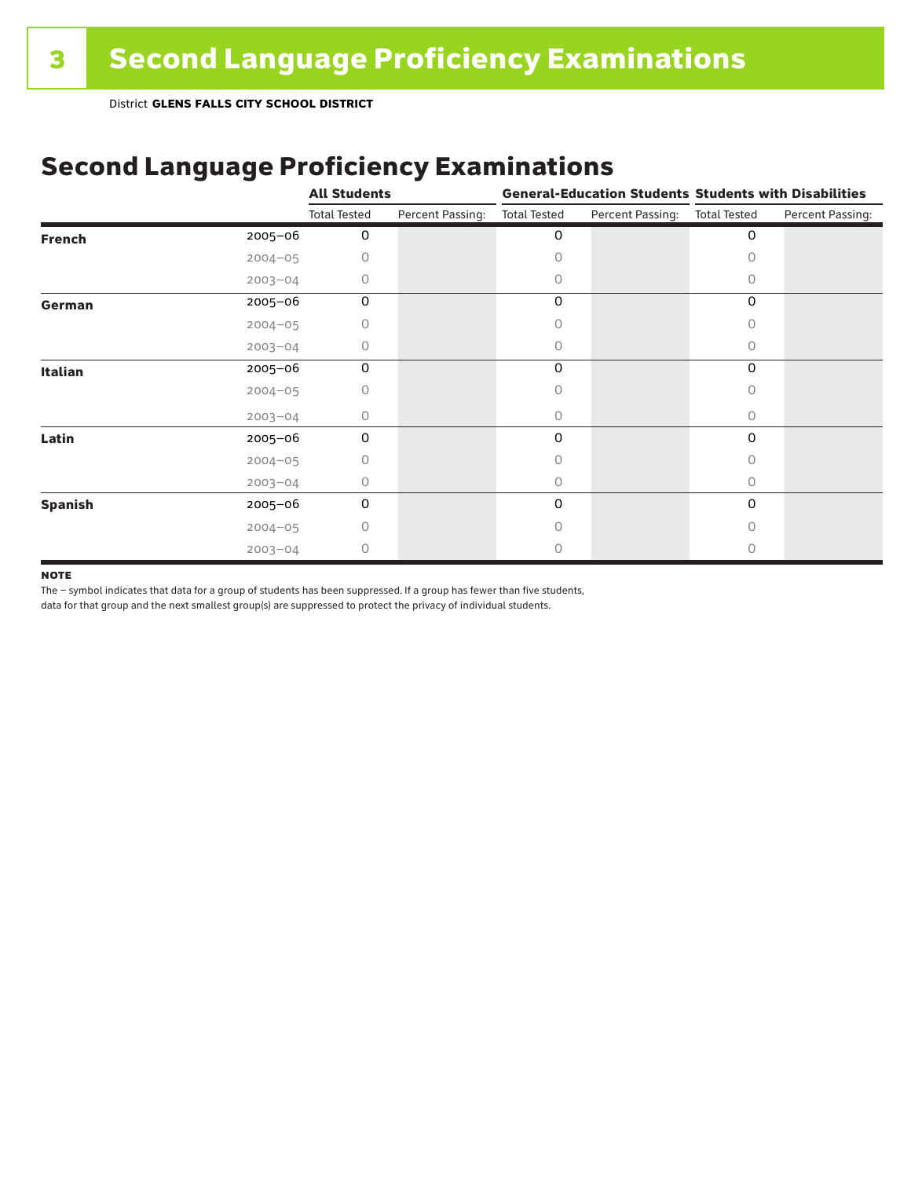District **GLENS FALLS CITY SCHOOL DISTRICT**

## Second Language Proficiency Examinations

| | | All Students | | General-Education Students | | Students with Disabilities | |
|---|---|---|---|---|---|---|---|
| | | Total Tested | Percent Passing: | Total Tested | Percent Passing: | Total Tested | Percent Passing: |
| **French** | 2005–06 | 0 | | 0 | | 0 | |
| | 2004–05 | 0 | | 0 | | 0 | |
| | 2003–04 | 0 | | 0 | | 0 | |
| **German** | 2005–06 | 0 | | 0 | | 0 | |
| | 2004–05 | 0 | | 0 | | 0 | |
| | 2003–04 | 0 | | 0 | | 0 | |
| **Italian** | 2005–06 | 0 | | 0 | | 0 | |
| | 2004–05 | 0 | | 0 | | 0 | |
| | 2003–04 | 0 | | 0 | | 0 | |
| **Latin** | 2005–06 | 0 | | 0 | | 0 | |
| | 2004–05 | 0 | | 0 | | 0 | |
| | 2003–04 | 0 | | 0 | | 0 | |
| **Spanish** | 2005–06 | 0 | | 0 | | 0 | |
| | 2004–05 | 0 | | 0 | | 0 | |
| | 2003–04 | 0 | | 0 | | 0 | |

**NOTE**

The – symbol indicates that data for a group of students has been suppressed. If a group has fewer than five students, data for that group and the next smallest group(s) are suppressed to protect the privacy of individual students.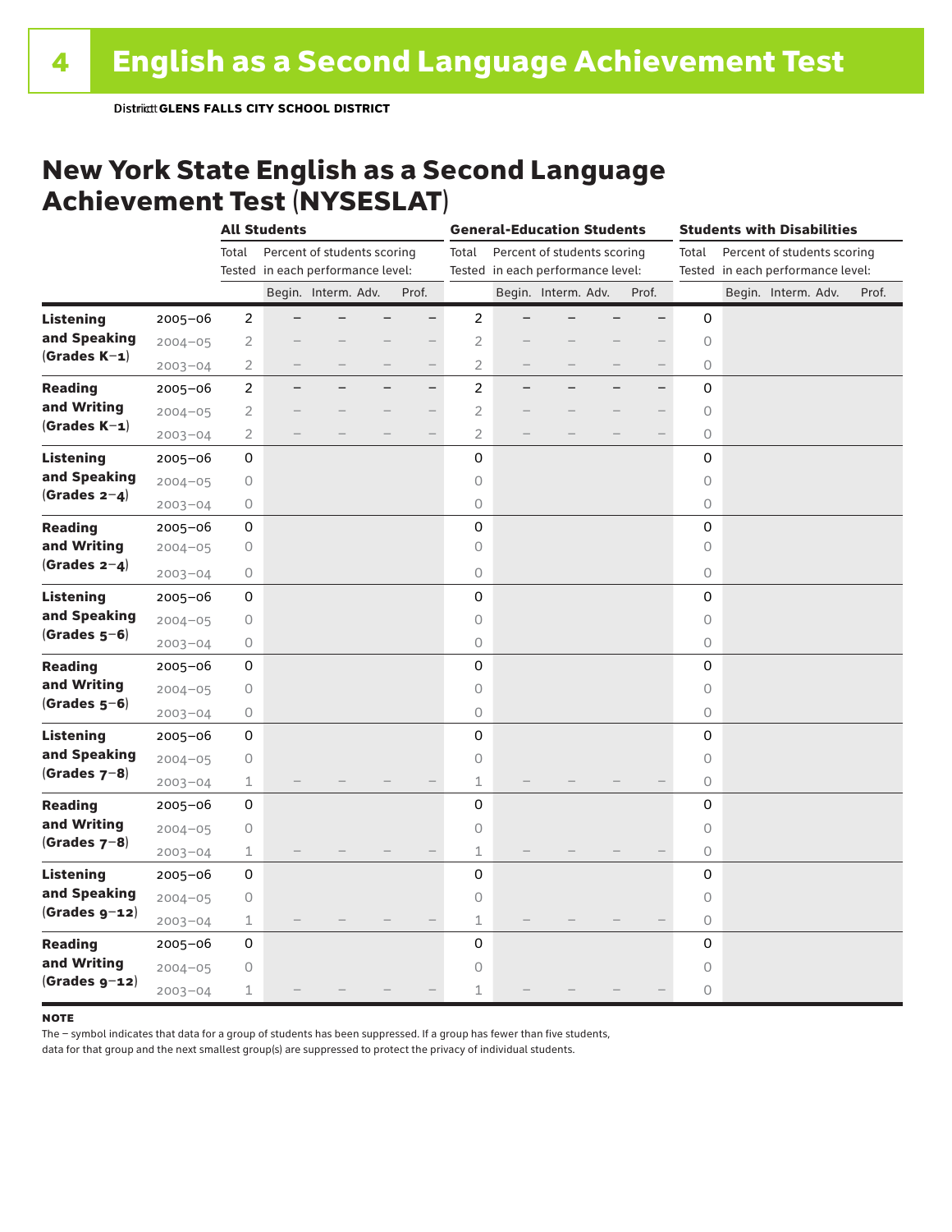# 4 English as a Second Language Achievement Test

District **GLENS FALLS CITY SCHOOL DISTRICT**

## New York State English as a Second Language Achievement Test (NYSESLAT)

| | | All Students | | | | | General-Education Students | | | | | Students with Disabilities | | | | |
|---|---|---|---|---|---|---|---|---|---|---|---|---|---|---|---|---|
| | | Total Tested | Percent of students scoring in each performance level: | | | | Total Tested | Percent of students scoring in each performance level: | | | | Total Tested | Percent of students scoring in each performance level: | | | |
| | | | Begin. | Interm. | Adv. | Prof. | | Begin. | Interm. | Adv. | Prof. | | Begin. | Interm. | Adv. | Prof. |
| **Listening and Speaking (Grades K–1)** | 2005–06 | 2 | – | – | – | – | 2 | – | – | – | – | 0 | | | | |
| | 2004–05 | 2 | – | – | – | – | 2 | – | – | – | – | 0 | | | | |
| | 2003–04 | 2 | – | – | – | – | 2 | – | – | – | – | 0 | | | | |
| **Reading and Writing (Grades K–1)** | 2005–06 | 2 | – | – | – | – | 2 | – | – | – | – | 0 | | | | |
| | 2004–05 | 2 | – | – | – | – | 2 | – | – | – | – | 0 | | | | |
| | 2003–04 | 2 | – | – | – | – | 2 | – | – | – | – | 0 | | | | |
| **Listening and Speaking (Grades 2–4)** | 2005–06 | 0 | | | | | 0 | | | | | 0 | | | | |
| | 2004–05 | 0 | | | | | 0 | | | | | 0 | | | | |
| | 2003–04 | 0 | | | | | 0 | | | | | 0 | | | | |
| **Reading and Writing (Grades 2–4)** | 2005–06 | 0 | | | | | 0 | | | | | 0 | | | | |
| | 2004–05 | 0 | | | | | 0 | | | | | 0 | | | | |
| | 2003–04 | 0 | | | | | 0 | | | | | 0 | | | | |
| **Listening and Speaking (Grades 5–6)** | 2005–06 | 0 | | | | | 0 | | | | | 0 | | | | |
| | 2004–05 | 0 | | | | | 0 | | | | | 0 | | | | |
| | 2003–04 | 0 | | | | | 0 | | | | | 0 | | | | |
| **Reading and Writing (Grades 5–6)** | 2005–06 | 0 | | | | | 0 | | | | | 0 | | | | |
| | 2004–05 | 0 | | | | | 0 | | | | | 0 | | | | |
| | 2003–04 | 0 | | | | | 0 | | | | | 0 | | | | |
| **Listening and Speaking (Grades 7–8)** | 2005–06 | 0 | | | | | 0 | | | | | 0 | | | | |
| | 2004–05 | 0 | | | | | 0 | | | | | 0 | | | | |
| | 2003–04 | 1 | – | – | – | – | 1 | – | – | – | – | 0 | | | | |
| **Reading and Writing (Grades 7–8)** | 2005–06 | 0 | | | | | 0 | | | | | 0 | | | | |
| | 2004–05 | 0 | | | | | 0 | | | | | 0 | | | | |
| | 2003–04 | 1 | – | – | – | – | 1 | – | – | – | – | 0 | | | | |
| **Listening and Speaking (Grades 9–12)** | 2005–06 | 0 | | | | | 0 | | | | | 0 | | | | |
| | 2004–05 | 0 | | | | | 0 | | | | | 0 | | | | |
| | 2003–04 | 1 | – | – | – | – | 1 | – | – | – | – | 0 | | | | |
| **Reading and Writing (Grades 9–12)** | 2005–06 | 0 | | | | | 0 | | | | | 0 | | | | |
| | 2004–05 | 0 | | | | | 0 | | | | | 0 | | | | |
| | 2003–04 | 1 | – | – | – | – | 1 | – | – | – | – | 0 | | | | |

**NOTE**

The – symbol indicates that data for a group of students has been suppressed. If a group has fewer than five students, data for that group and the next smallest group(s) are suppressed to protect the privacy of individual students.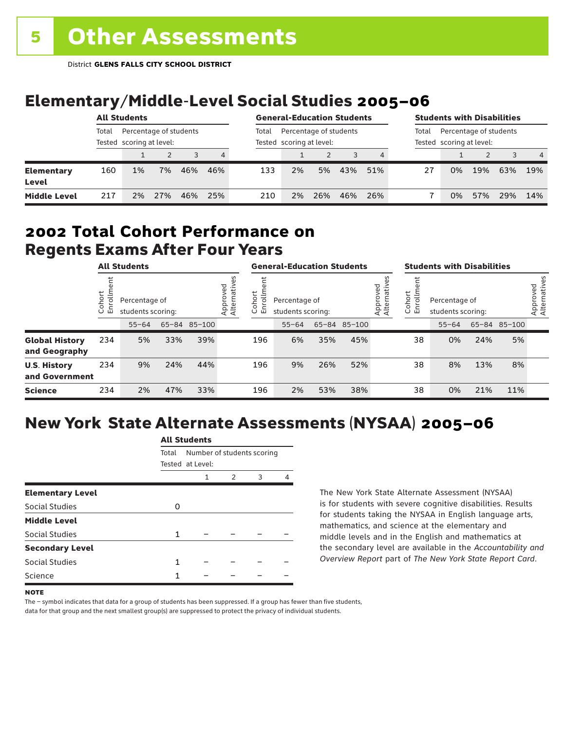# 5 Other Assessments

District **GLENS FALLS CITY SCHOOL DISTRICT**

## Elementary/Middle-Level Social Studies 2005–06

| | All Students | | | | | General-Education Students | | | | | Students with Disabilities | | | | |
|---|---|---|---|---|---|---|---|---|---|---|---|---|---|---|---|
| | Total Tested | Percentage of students scoring at level: | | | | Total Tested | Percentage of students scoring at level: | | | | Total Tested | Percentage of students scoring at level: | | | |
| | | 1 | 2 | 3 | 4 | | 1 | 2 | 3 | 4 | | 1 | 2 | 3 | 4 |
| **Elementary Level** | 160 | 1% | 7% | 46% | 46% | 133 | 2% | 5% | 43% | 51% | 27 | 0% | 19% | 63% | 19% |
| **Middle Level** | 217 | 2% | 27% | 46% | 25% | 210 | 2% | 26% | 46% | 26% | 7 | 0% | 57% | 29% | 14% |

## 2002 Total Cohort Performance on Regents Exams After Four Years

| | All Students | | | | | General-Education Students | | | | | Students with Disabilities | | | | |
|---|---|---|---|---|---|---|---|---|---|---|---|---|---|---|---|
| | Cohort Enrollment | Percentage of students scoring: | | | Approved Alternatives | Cohort Enrollment | Percentage of students scoring: | | | Approved Alternatives | Cohort Enrollment | Percentage of students scoring: | | | Approved Alternatives |
| | | 55–64 | 65–84 | 85–100 | | | 55–64 | 65–84 | 85–100 | | | 55–64 | 65–84 | 85–100 | |
| **Global History and Geography** | 234 | 5% | 33% | 39% | | 196 | 6% | 35% | 45% | | 38 | 0% | 24% | 5% | |
| **U.S. History and Government** | 234 | 9% | 24% | 44% | | 196 | 9% | 26% | 52% | | 38 | 8% | 13% | 8% | |
| **Science** | 234 | 2% | 47% | 33% | | 196 | 2% | 53% | 38% | | 38 | 0% | 21% | 11% | |

## New York State Alternate Assessments (NYSAA) 2005–06

| | All Students | | | | |
|---|---|---|---|---|---|
| | Total Tested | Number of students scoring at Level: | | | |
| | | 1 | 2 | 3 | 4 |
| **Elementary Level** | | | | | |
| Social Studies | 0 | | | | |
| **Middle Level** | | | | | |
| Social Studies | 1 | – | – | – | – |
| **Secondary Level** | | | | | |
| Social Studies | 1 | – | – | – | – |
| Science | 1 | – | – | – | – |

The New York State Alternate Assessment (NYSAA) is for students with severe cognitive disabilities. Results for students taking the NYSAA in English language arts, mathematics, and science at the elementary and middle levels and in the English and mathematics at the secondary level are available in the *Accountability and Overview Report* part of *The New York State Report Card*.

**NOTE**

The – symbol indicates that data for a group of students has been suppressed. If a group has fewer than five students, data for that group and the next smallest group(s) are suppressed to protect the privacy of individual students.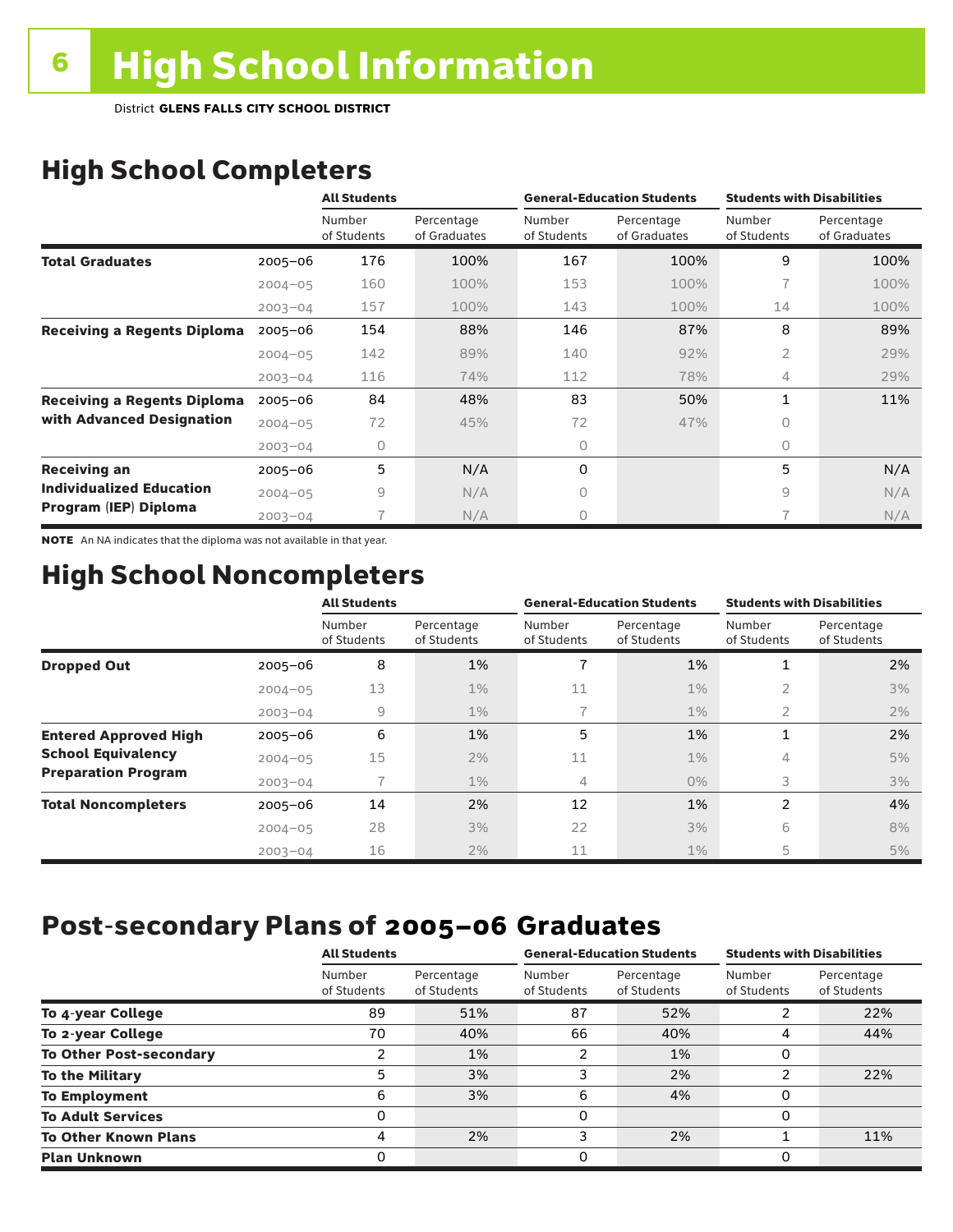# 6 High School Information

District **GLENS FALLS CITY SCHOOL DISTRICT**

## High School Completers

| | | All Students | | General-Education Students | | Students with Disabilities | |
|---|---|---|---|---|---|---|---|
| | | Number of Students | Percentage of Graduates | Number of Students | Percentage of Graduates | Number of Students | Percentage of Graduates |
| **Total Graduates** | 2005–06 | 176 | 100% | 167 | 100% | 9 | 100% |
| | 2004–05 | 160 | 100% | 153 | 100% | 7 | 100% |
| | 2003–04 | 157 | 100% | 143 | 100% | 14 | 100% |
| **Receiving a Regents Diploma** | 2005–06 | 154 | 88% | 146 | 87% | 8 | 89% |
| | 2004–05 | 142 | 89% | 140 | 92% | 2 | 29% |
| | 2003–04 | 116 | 74% | 112 | 78% | 4 | 29% |
| **Receiving a Regents Diploma with Advanced Designation** | 2005–06 | 84 | 48% | 83 | 50% | 1 | 11% |
| | 2004–05 | 72 | 45% | 72 | 47% | 0 | |
| | 2003–04 | 0 | | 0 | | 0 | |
| **Receiving an Individualized Education Program (IEP) Diploma** | 2005–06 | 5 | N/A | 0 | | 5 | N/A |
| | 2004–05 | 9 | N/A | 0 | | 9 | N/A |
| | 2003–04 | 7 | N/A | 0 | | 7 | N/A |

**NOTE** An NA indicates that the diploma was not available in that year.

## High School Noncompleters

| | | All Students | | General-Education Students | | Students with Disabilities | |
|---|---|---|---|---|---|---|---|
| | | Number of Students | Percentage of Students | Number of Students | Percentage of Students | Number of Students | Percentage of Students |
| **Dropped Out** | 2005–06 | 8 | 1% | 7 | 1% | 1 | 2% |
| | 2004–05 | 13 | 1% | 11 | 1% | 2 | 3% |
| | 2003–04 | 9 | 1% | 7 | 1% | 2 | 2% |
| **Entered Approved High School Equivalency Preparation Program** | 2005–06 | 6 | 1% | 5 | 1% | 1 | 2% |
| | 2004–05 | 15 | 2% | 11 | 1% | 4 | 5% |
| | 2003–04 | 7 | 1% | 4 | 0% | 3 | 3% |
| **Total Noncompleters** | 2005–06 | 14 | 2% | 12 | 1% | 2 | 4% |
| | 2004–05 | 28 | 3% | 22 | 3% | 6 | 8% |
| | 2003–04 | 16 | 2% | 11 | 1% | 5 | 5% |

## Post-secondary Plans of 2005–06 Graduates

| | All Students | | General-Education Students | | Students with Disabilities | |
|---|---|---|---|---|---|---|
| | Number of Students | Percentage of Students | Number of Students | Percentage of Students | Number of Students | Percentage of Students |
| **To 4-year College** | 89 | 51% | 87 | 52% | 2 | 22% |
| **To 2-year College** | 70 | 40% | 66 | 40% | 4 | 44% |
| **To Other Post-secondary** | 2 | 1% | 2 | 1% | 0 | |
| **To the Military** | 5 | 3% | 3 | 2% | 2 | 22% |
| **To Employment** | 6 | 3% | 6 | 4% | 0 | |
| **To Adult Services** | 0 | | 0 | | 0 | |
| **To Other Known Plans** | 4 | 2% | 3 | 2% | 1 | 11% |
| **Plan Unknown** | 0 | | 0 | | 0 | |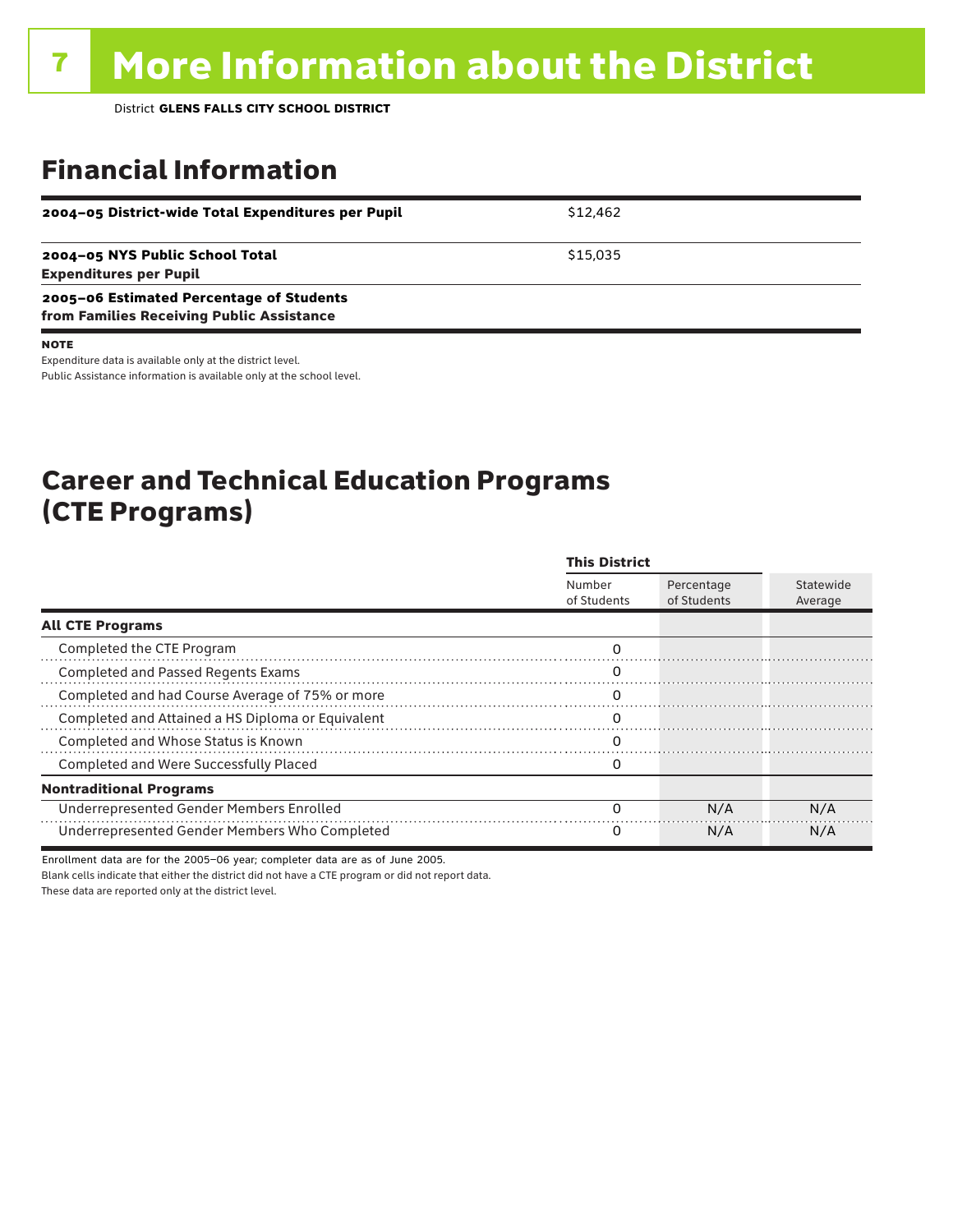# 7 More Information about the District

District **GLENS FALLS CITY SCHOOL DISTRICT**

## Financial Information

| | |
|---|---|
| **2004–05 District-wide Total Expenditures per Pupil** | $12,462 |
| **2004–05 NYS Public School Total Expenditures per Pupil** | $15,035 |
| **2005–06 Estimated Percentage of Students from Families Receiving Public Assistance** | |

**NOTE**

Expenditure data is available only at the district level.

Public Assistance information is available only at the school level.

## Career and Technical Education Programs (CTE Programs)

| | This District | | |
|---|---|---|---|
| | Number of Students | Percentage of Students | Statewide Average |
| **All CTE Programs** | | | |
| Completed the CTE Program | 0 | | |
| Completed and Passed Regents Exams | 0 | | |
| Completed and had Course Average of 75% or more | 0 | | |
| Completed and Attained a HS Diploma or Equivalent | 0 | | |
| Completed and Whose Status is Known | 0 | | |
| Completed and Were Successfully Placed | 0 | | |
| **Nontraditional Programs** | | | |
| Underrepresented Gender Members Enrolled | 0 | N/A | N/A |
| Underrepresented Gender Members Who Completed | 0 | N/A | N/A |

Enrollment data are for the 2005–06 year; completer data are as of June 2005.

Blank cells indicate that either the district did not have a CTE program or did not report data.

These data are reported only at the district level.